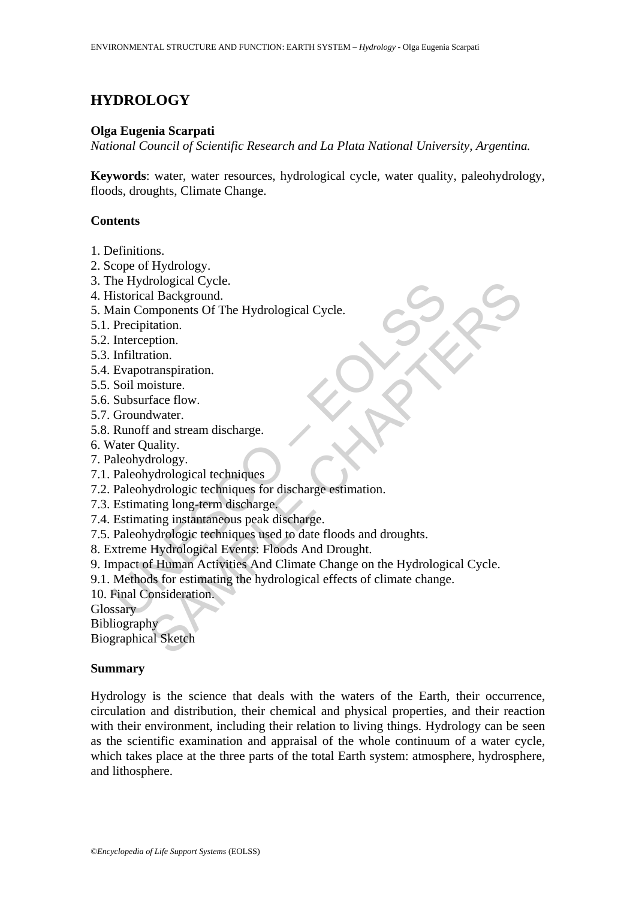# HYDROLOGY

**Olga Eugenia Scarpati**

*National Council of Scientific Research and La Plata National University, Argentina.*

**Keywords**: water, water resources, hydrological cycle, water quality, paleohydrology, floods, droughts, Climate Change.

## Contents

1. Definitions.
2. Scope of Hydrology.
3. The Hydrological Cycle.
4. Historical Background.
5. Main Components Of The Hydrological Cycle.
5.1. Precipitation.
5.2. Interception.
5.3. Infiltration.
5.4. Evapotranspiration.
5.5. Soil moisture.
5.6. Subsurface flow.
5.7. Groundwater.
5.8. Runoff and stream discharge.
6. Water Quality.
7. Paleohydrology.
7.1. Paleohydrological techniques
7.2. Paleohydrologic techniques for discharge estimation.
7.3. Estimating long-term discharge.
7.4. Estimating instantaneous peak discharge.
7.5. Paleohydrologic techniques used to date floods and droughts.
8. Extreme Hydrological Events: Floods And Drought.
9. Impact of Human Activities And Climate Change on the Hydrological Cycle.
9.1. Methods for estimating the hydrological effects of climate change.
10. Final Consideration.

Glossary
Bibliography
Biographical Sketch

## Summary

Hydrology is the science that deals with the waters of the Earth, their occurrence, circulation and distribution, their chemical and physical properties, and their reaction with their environment, including their relation to living things. Hydrology can be seen as the scientific examination and appraisal of the whole continuum of a water cycle, which takes place at the three parts of the total Earth system: atmosphere, hydrosphere, and lithosphere.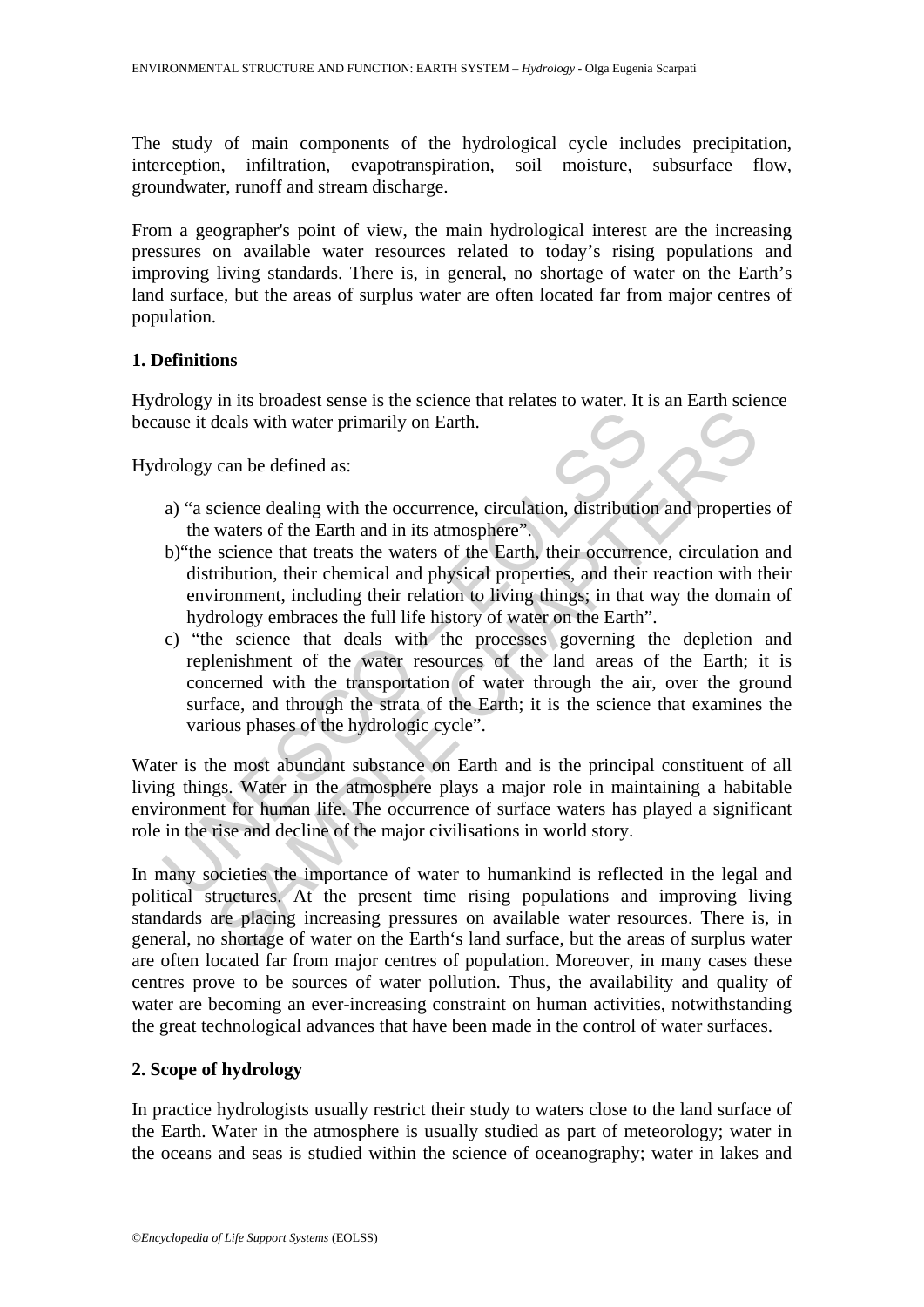The study of main components of the hydrological cycle includes precipitation, interception, infiltration, evapotranspiration, soil moisture, subsurface flow, groundwater, runoff and stream discharge.

From a geographer's point of view, the main hydrological interest are the increasing pressures on available water resources related to today's rising populations and improving living standards. There is, in general, no shortage of water on the Earth's land surface, but the areas of surplus water are often located far from major centres of population.

## 1. Definitions

Hydrology in its broadest sense is the science that relates to water. It is an Earth science because it deals with water primarily on Earth.

Hydrology can be defined as:

a) "a science dealing with the occurrence, circulation, distribution and properties of the waters of the Earth and in its atmosphere".

b) "the science that treats the waters of the Earth, their occurrence, circulation and distribution, their chemical and physical properties, and their reaction with their environment, including their relation to living things; in that way the domain of hydrology embraces the full life history of water on the Earth".

c) "the science that deals with the processes governing the depletion and replenishment of the water resources of the land areas of the Earth; it is concerned with the transportation of water through the air, over the ground surface, and through the strata of the Earth; it is the science that examines the various phases of the hydrologic cycle".

Water is the most abundant substance on Earth and is the principal constituent of all living things. Water in the atmosphere plays a major role in maintaining a habitable environment for human life. The occurrence of surface waters has played a significant role in the rise and decline of the major civilisations in world story.

In many societies the importance of water to humankind is reflected in the legal and political structures. At the present time rising populations and improving living standards are placing increasing pressures on available water resources. There is, in general, no shortage of water on the Earth's land surface, but the areas of surplus water are often located far from major centres of population. Moreover, in many cases these centres prove to be sources of water pollution. Thus, the availability and quality of water are becoming an ever-increasing constraint on human activities, notwithstanding the great technological advances that have been made in the control of water surfaces.

## 2. Scope of hydrology

In practice hydrologists usually restrict their study to waters close to the land surface of the Earth. Water in the atmosphere is usually studied as part of meteorology; water in the oceans and seas is studied within the science of oceanography; water in lakes and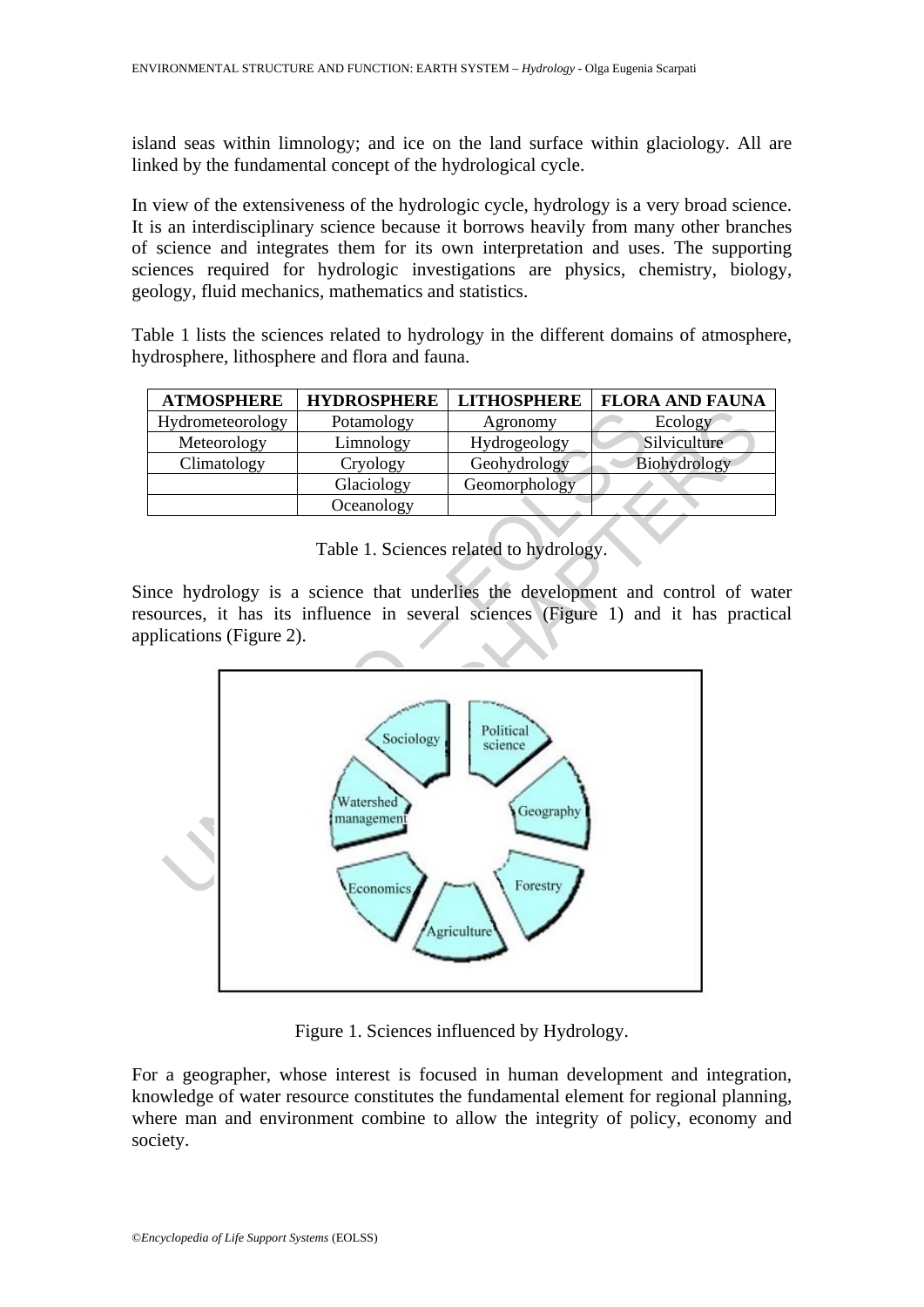island seas within limnology; and ice on the land surface within glaciology. All are linked by the fundamental concept of the hydrological cycle.

In view of the extensiveness of the hydrologic cycle, hydrology is a very broad science. It is an interdisciplinary science because it borrows heavily from many other branches of science and integrates them for its own interpretation and uses. The supporting sciences required for hydrologic investigations are physics, chemistry, biology, geology, fluid mechanics, mathematics and statistics.

Table 1 lists the sciences related to hydrology in the different domains of atmosphere, hydrosphere, lithosphere and flora and fauna.

| ATMOSPHERE | HYDROSPHERE | LITHOSPHERE | FLORA AND FAUNA |
|---|---|---|---|
| Hydrometeorology | Potamology | Agronomy | Ecology |
| Meteorology | Limnology | Hydrogeology | Silviculture |
| Climatology | Cryology | Geohydrology | Biohydrology |
| | Glaciology | Geomorphology | |
| | Oceanology | | |

Table 1. Sciences related to hydrology.

Since hydrology is a science that underlies the development and control of water resources, it has its influence in several sciences (Figure 1) and it has practical applications (Figure 2).

Figure 1. Sciences influenced by Hydrology.

For a geographer, whose interest is focused in human development and integration, knowledge of water resource constitutes the fundamental element for regional planning, where man and environment combine to allow the integrity of policy, economy and society.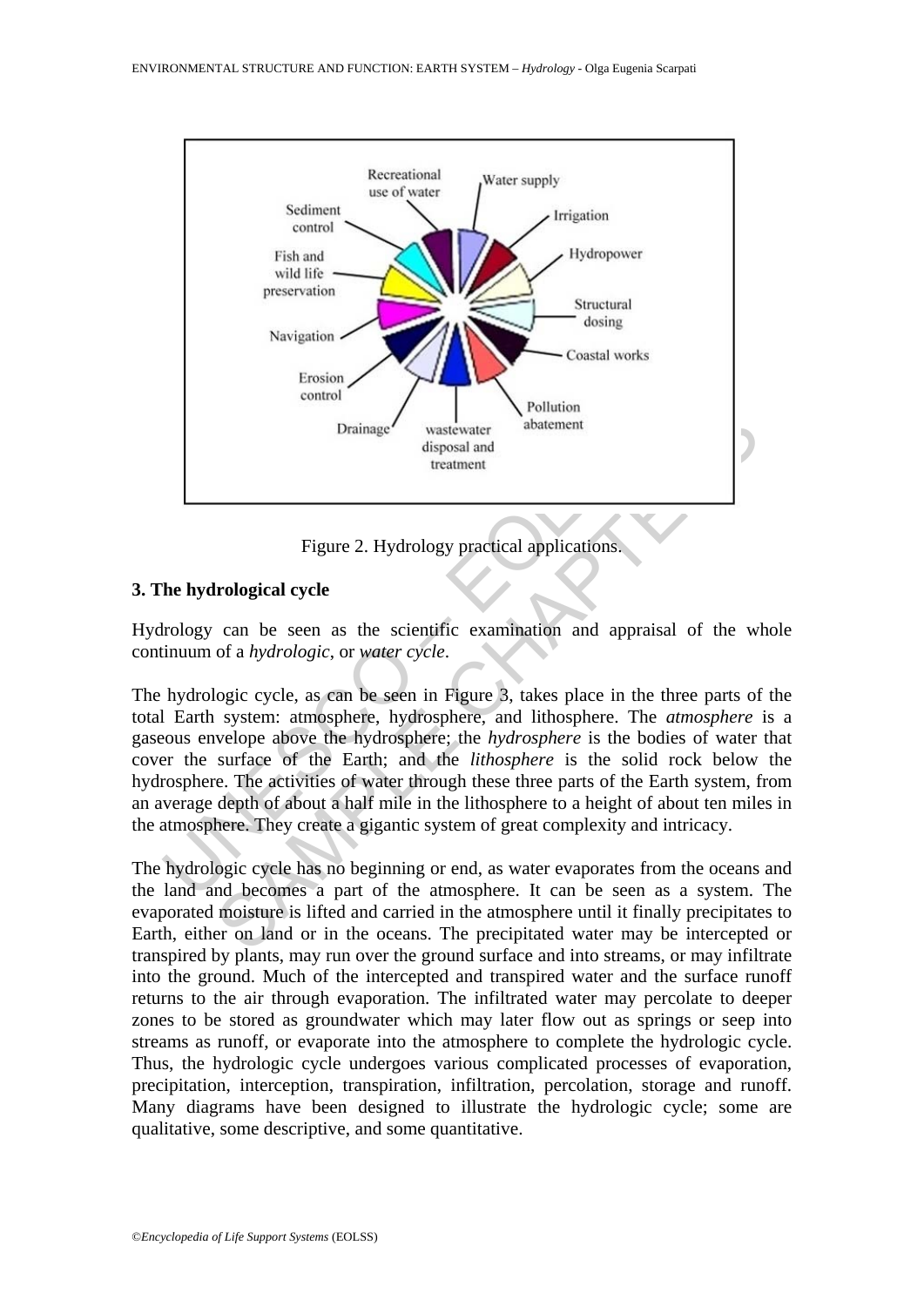Recreational use of water

Water supply

Sediment control

Irrigation

Fish and wild life preservation

Hydropower

Structural dosing

Navigation

Coastal works

Erosion control

Pollution abatement

Drainage

wastewater disposal and treatment

Figure 2. Hydrology practical applications.

## 3. The hydrological cycle

Hydrology can be seen as the scientific examination and appraisal of the whole continuum of a *hydrologic*, or *water cycle*.

The hydrologic cycle, as can be seen in Figure 3, takes place in the three parts of the total Earth system: atmosphere, hydrosphere, and lithosphere. The *atmosphere* is a gaseous envelope above the hydrosphere; the *hydrosphere* is the bodies of water that cover the surface of the Earth; and the *lithosphere* is the solid rock below the hydrosphere. The activities of water through these three parts of the Earth system, from an average depth of about a half mile in the lithosphere to a height of about ten miles in the atmosphere. They create a gigantic system of great complexity and intricacy.

The hydrologic cycle has no beginning or end, as water evaporates from the oceans and the land and becomes a part of the atmosphere. It can be seen as a system. The evaporated moisture is lifted and carried in the atmosphere until it finally precipitates to Earth, either on land or in the oceans. The precipitated water may be intercepted or transpired by plants, may run over the ground surface and into streams, or may infiltrate into the ground. Much of the intercepted and transpired water and the surface runoff returns to the air through evaporation. The infiltrated water may percolate to deeper zones to be stored as groundwater which may later flow out as springs or seep into streams as runoff, or evaporate into the atmosphere to complete the hydrologic cycle. Thus, the hydrologic cycle undergoes various complicated processes of evaporation, precipitation, interception, transpiration, infiltration, percolation, storage and runoff. Many diagrams have been designed to illustrate the hydrologic cycle; some are qualitative, some descriptive, and some quantitative.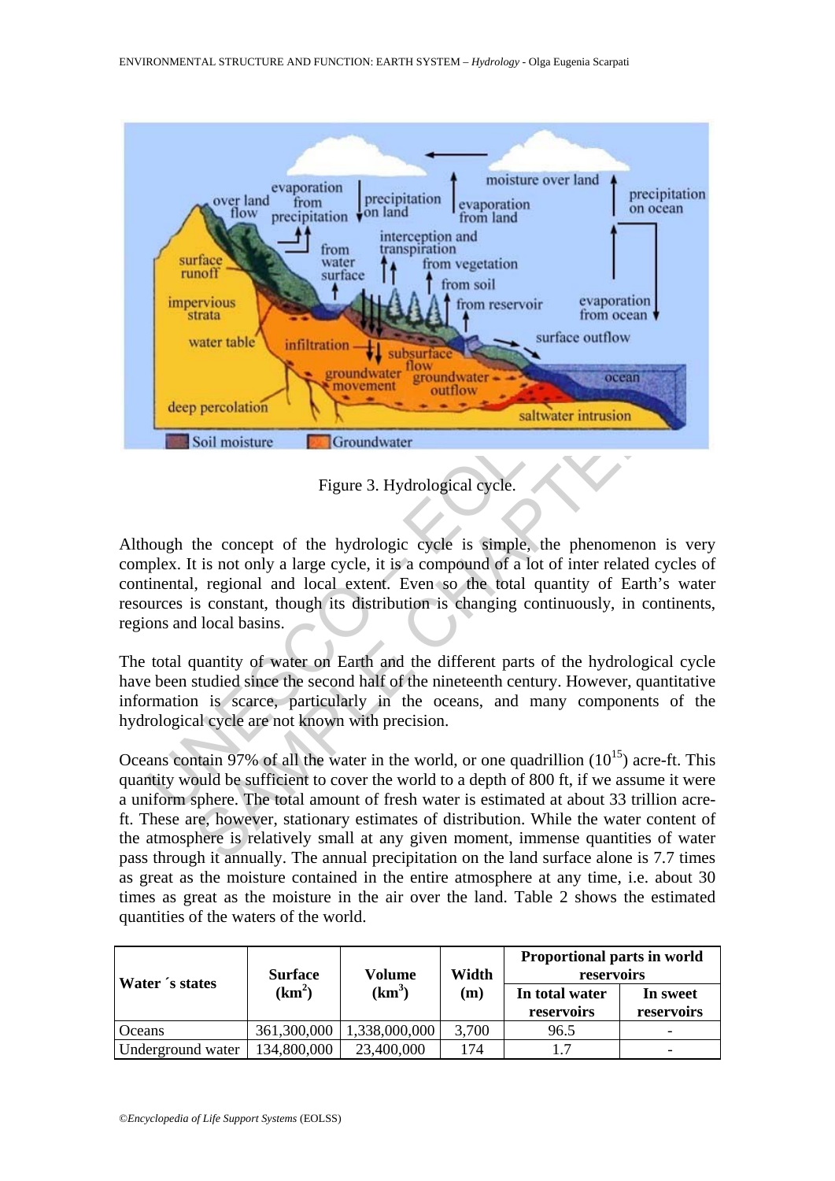Figure 3. Hydrological cycle.

Although the concept of the hydrologic cycle is simple, the phenomenon is very complex. It is not only a large cycle, it is a compound of a lot of inter related cycles of continental, regional and local extent. Even so the total quantity of Earth's water resources is constant, though its distribution is changing continuously, in continents, regions and local basins.

The total quantity of water on Earth and the different parts of the hydrological cycle have been studied since the second half of the nineteenth century. However, quantitative information is scarce, particularly in the oceans, and many components of the hydrological cycle are not known with precision.

Oceans contain 97% of all the water in the world, or one quadrillion ($10^{15}$) acre-ft. This quantity would be sufficient to cover the world to a depth of 800 ft, if we assume it were a uniform sphere. The total amount of fresh water is estimated at about 33 trillion acre-ft. These are, however, stationary estimates of distribution. While the water content of the atmosphere is relatively small at any given moment, immense quantities of water pass through it annually. The annual precipitation on the land surface alone is 7.7 times as great as the moisture contained in the entire atmosphere at any time, i.e. about 30 times as great as the moisture in the air over the land. Table 2 shows the estimated quantities of the waters of the world.

| Water ´s states | Surface ($km^2$) | Volume ($km^3$) | Width (m) | Proportional parts in world reservoirs | |
|---|---|---|---|---|---|
| | | | | In total water reservoirs | In sweet reservoirs |
| Oceans | 361,300,000 | 1,338,000,000 | 3,700 | 96.5 | - |
| Underground water | 134,800,000 | 23,400,000 | 174 | 1.7 | - |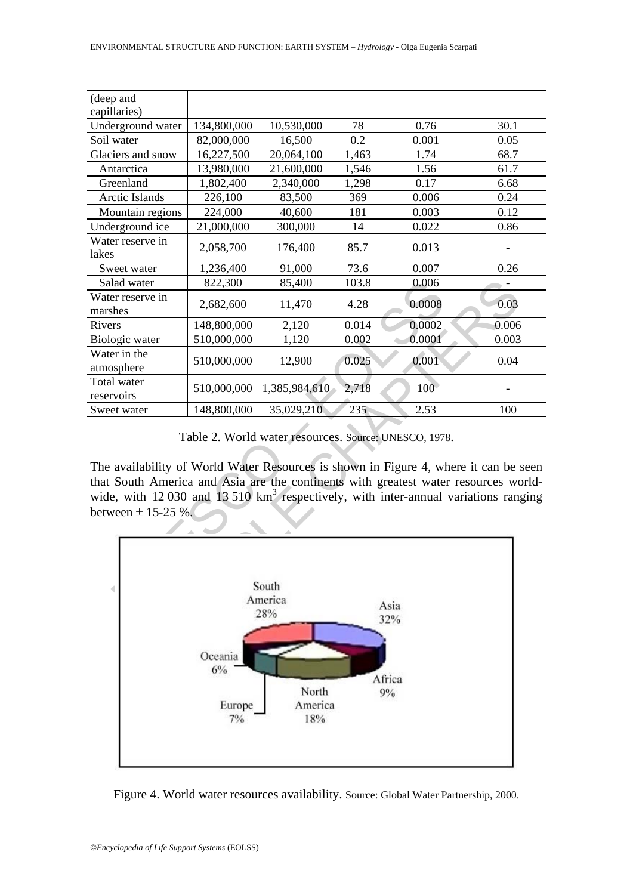| (deep and capillaries) | | | | | |
|---|---|---|---|---|---|
| Underground water | 134,800,000 | 10,530,000 | 78 | 0.76 | 30.1 |
| Soil water | 82,000,000 | 16,500 | 0.2 | 0.001 | 0.05 |
| Glaciers and snow | 16,227,500 | 20,064,100 | 1,463 | 1.74 | 68.7 |
| Antarctica | 13,980,000 | 21,600,000 | 1,546 | 1.56 | 61.7 |
| Greenland | 1,802,400 | 2,340,000 | 1,298 | 0.17 | 6.68 |
| Arctic Islands | 226,100 | 83,500 | 369 | 0.006 | 0.24 |
| Mountain regions | 224,000 | 40,600 | 181 | 0.003 | 0.12 |
| Underground ice | 21,000,000 | 300,000 | 14 | 0.022 | 0.86 |
| Water reserve in lakes | 2,058,700 | 176,400 | 85.7 | 0.013 | - |
| Sweet water | 1,236,400 | 91,000 | 73.6 | 0.007 | 0.26 |
| Salad water | 822,300 | 85,400 | 103.8 | 0.006 | - |
| Water reserve in marshes | 2,682,600 | 11,470 | 4.28 | 0.0008 | 0.03 |
| Rivers | 148,800,000 | 2,120 | 0.014 | 0.0002 | 0.006 |
| Biologic water | 510,000,000 | 1,120 | 0.002 | 0.0001 | 0.003 |
| Water in the atmosphere | 510,000,000 | 12,900 | 0.025 | 0.001 | 0.04 |
| Total water reservoirs | 510,000,000 | 1,385,984,610 | 2,718 | 100 | - |
| Sweet water | 148,800,000 | 35,029,210 | 235 | 2.53 | 100 |

Table 2. World water resources. Source: UNESCO, 1978.

The availability of World Water Resources is shown in Figure 4, where it can be seen that South America and Asia are the continents with greatest water resources world-wide, with 12 030 and 13 510 km$^3$ respectively, with inter-annual variations ranging between ± 15-25 %.

Figure 4. World water resources availability. Source: Global Water Partnership, 2000.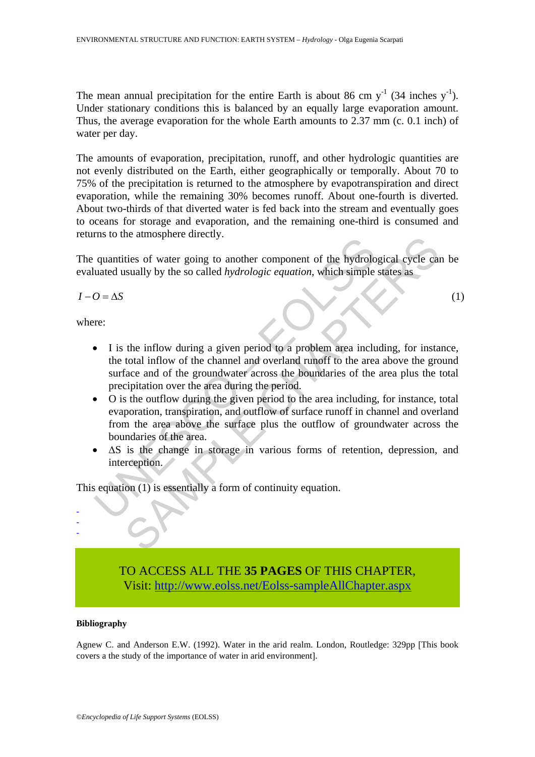The mean annual precipitation for the entire Earth is about 86 cm $y^{-1}$ (34 inches $y^{-1}$). Under stationary conditions this is balanced by an equally large evaporation amount. Thus, the average evaporation for the whole Earth amounts to 2.37 mm (c. 0.1 inch) of water per day.

The amounts of evaporation, precipitation, runoff, and other hydrologic quantities are not evenly distributed on the Earth, either geographically or temporally. About 70 to 75% of the precipitation is returned to the atmosphere by evapotranspiration and direct evaporation, while the remaining 30% becomes runoff. About one-fourth is diverted. About two-thirds of that diverted water is fed back into the stream and eventually goes to oceans for storage and evaporation, and the remaining one-third is consumed and returns to the atmosphere directly.

The quantities of water going to another component of the hydrological cycle can be evaluated usually by the so called *hydrologic equation*, which simple states as

$$I - O = \Delta S \qquad (1)$$

where:

- I is the inflow during a given period to a problem area including, for instance, the total inflow of the channel and overland runoff to the area above the ground surface and of the groundwater across the boundaries of the area plus the total precipitation over the area during the period.
- O is the outflow during the given period to the area including, for instance, total evaporation, transpiration, and outflow of surface runoff in channel and overland from the area above the surface plus the outflow of groundwater across the boundaries of the area.
- ΔS is the change in storage in various forms of retention, depression, and interception.

This equation (1) is essentially a form of continuity equation.

-
-
-

TO ACCESS ALL THE **35 PAGES** OF THIS CHAPTER,
Visit: http://www.eolss.net/Eolss-sampleAllChapter.aspx

**Bibliography**

Agnew C. and Anderson E.W. (1992). Water in the arid realm. London, Routledge: 329pp [This book covers a the study of the importance of water in arid environment].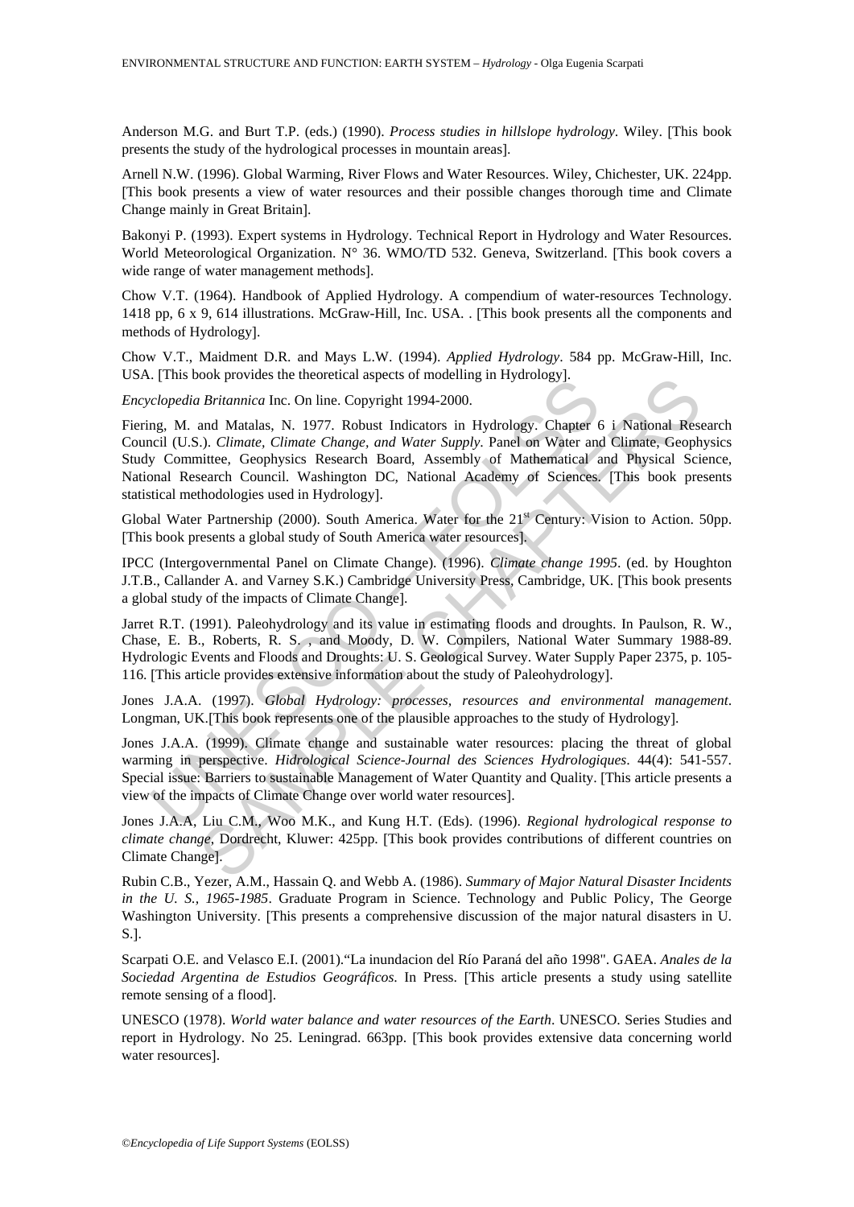Anderson M.G. and Burt T.P. (eds.) (1990). *Process studies in hillslope hydrology*. Wiley. [This book presents the study of the hydrological processes in mountain areas].

Arnell N.W. (1996). Global Warming, River Flows and Water Resources. Wiley, Chichester, UK. 224pp. [This book presents a view of water resources and their possible changes thorough time and Climate Change mainly in Great Britain].

Bakonyi P. (1993). Expert systems in Hydrology. Technical Report in Hydrology and Water Resources. World Meteorological Organization. N° 36. WMO/TD 532. Geneva, Switzerland. [This book covers a wide range of water management methods].

Chow V.T. (1964). Handbook of Applied Hydrology. A compendium of water-resources Technology. 1418 pp, 6 x 9, 614 illustrations. McGraw-Hill, Inc. USA. . [This book presents all the components and methods of Hydrology].

Chow V.T., Maidment D.R. and Mays L.W. (1994). *Applied Hydrology*. 584 pp. McGraw-Hill, Inc. USA. [This book provides the theoretical aspects of modelling in Hydrology].

*Encyclopedia Britannica* Inc. On line. Copyright 1994-2000.

Fiering, M. and Matalas, N. 1977. Robust Indicators in Hydrology. Chapter 6 i National Research Council (U.S.). *Climate, Climate Change, and Water Supply*. Panel on Water and Climate, Geophysics Study Committee, Geophysics Research Board, Assembly of Mathematical and Physical Science, National Research Council. Washington DC, National Academy of Sciences. [This book presents statistical methodologies used in Hydrology].

Global Water Partnership (2000). South America. Water for the 21st Century: Vision to Action. 50pp. [This book presents a global study of South America water resources].

IPCC (Intergovernmental Panel on Climate Change). (1996). *Climate change 1995*. (ed. by Houghton J.T.B., Callander A. and Varney S.K.) Cambridge University Press, Cambridge, UK. [This book presents a global study of the impacts of Climate Change].

Jarret R.T. (1991). Paleohydrology and its value in estimating floods and droughts. In Paulson, R. W., Chase, E. B., Roberts, R. S. , and Moody, D. W. Compilers, National Water Summary 1988-89. Hydrologic Events and Floods and Droughts: U. S. Geological Survey. Water Supply Paper 2375, p. 105-116. [This article provides extensive information about the study of Paleohydrology].

Jones J.A.A. (1997). *Global Hydrology: processes, resources and environmental management*. Longman, UK.[This book represents one of the plausible approaches to the study of Hydrology].

Jones J.A.A. (1999). Climate change and sustainable water resources: placing the threat of global warming in perspective. *Hidrological Science-Journal des Sciences Hydrologiques*. 44(4): 541-557. Special issue: Barriers to sustainable Management of Water Quantity and Quality. [This article presents a view of the impacts of Climate Change over world water resources].

Jones J.A.A, Liu C.M., Woo M.K., and Kung H.T. (Eds). (1996). *Regional hydrological response to climate change*, Dordrecht, Kluwer: 425pp. [This book provides contributions of different countries on Climate Change].

Rubin C.B., Yezer, A.M., Hassain Q. and Webb A. (1986). *Summary of Major Natural Disaster Incidents in the U. S., 1965-1985*. Graduate Program in Science. Technology and Public Policy, The George Washington University. [This presents a comprehensive discussion of the major natural disasters in U. S.].

Scarpati O.E. and Velasco E.I. (2001)."La inundacion del Río Paraná del año 1998". GAEA. *Anales de la Sociedad Argentina de Estudios Geográficos*. In Press. [This article presents a study using satellite remote sensing of a flood].

UNESCO (1978). *World water balance and water resources of the Earth*. UNESCO. Series Studies and report in Hydrology. No 25. Leningrad. 663pp. [This book provides extensive data concerning world water resources].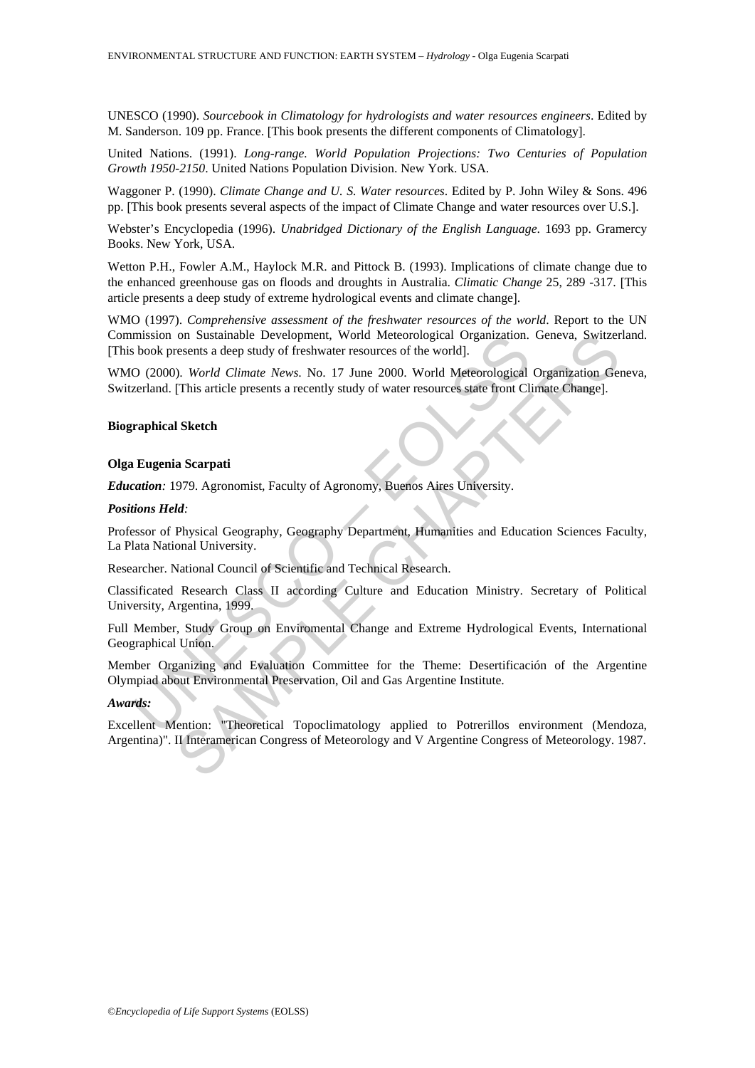UNESCO (1990). *Sourcebook in Climatology for hydrologists and water resources engineers*. Edited by M. Sanderson. 109 pp. France. [This book presents the different components of Climatology].

United Nations. (1991). *Long-range. World Population Projections: Two Centuries of Population Growth 1950-2150*. United Nations Population Division. New York. USA.

Waggoner P. (1990). *Climate Change and U. S. Water resources*. Edited by P. John Wiley & Sons. 496 pp. [This book presents several aspects of the impact of Climate Change and water resources over U.S.].

Webster's Encyclopedia (1996). *Unabridged Dictionary of the English Language*. 1693 pp. Gramercy Books. New York, USA.

Wetton P.H., Fowler A.M., Haylock M.R. and Pittock B. (1993). Implications of climate change due to the enhanced greenhouse gas on floods and droughts in Australia. *Climatic Change* 25, 289 -317. [This article presents a deep study of extreme hydrological events and climate change].

WMO (1997). *Comprehensive assessment of the freshwater resources of the world*. Report to the UN Commission on Sustainable Development, World Meteorological Organization. Geneva, Switzerland. [This book presents a deep study of freshwater resources of the world].

WMO (2000). *World Climate News*. No. 17 June 2000. World Meteorological Organization Geneva, Switzerland. [This article presents a recently study of water resources state front Climate Change].

**Biographical Sketch**

**Olga Eugenia Scarpati**

***Education:*** 1979. Agronomist, Faculty of Agronomy, Buenos Aires University.

***Positions Held:***

Professor of Physical Geography, Geography Department, Humanities and Education Sciences Faculty, La Plata National University.

Researcher. National Council of Scientific and Technical Research.

Classificated Research Class II according Culture and Education Ministry. Secretary of Political University, Argentina, 1999.

Full Member, Study Group on Enviromental Change and Extreme Hydrological Events, International Geographical Union.

Member Organizing and Evaluation Committee for the Theme: Desertificación of the Argentine Olympiad about Environmental Preservation, Oil and Gas Argentine Institute.

***Awards:***

Excellent Mention: "Theoretical Topoclimatology applied to Potrerillos environment (Mendoza, Argentina)". II Interamerican Congress of Meteorology and V Argentine Congress of Meteorology. 1987.